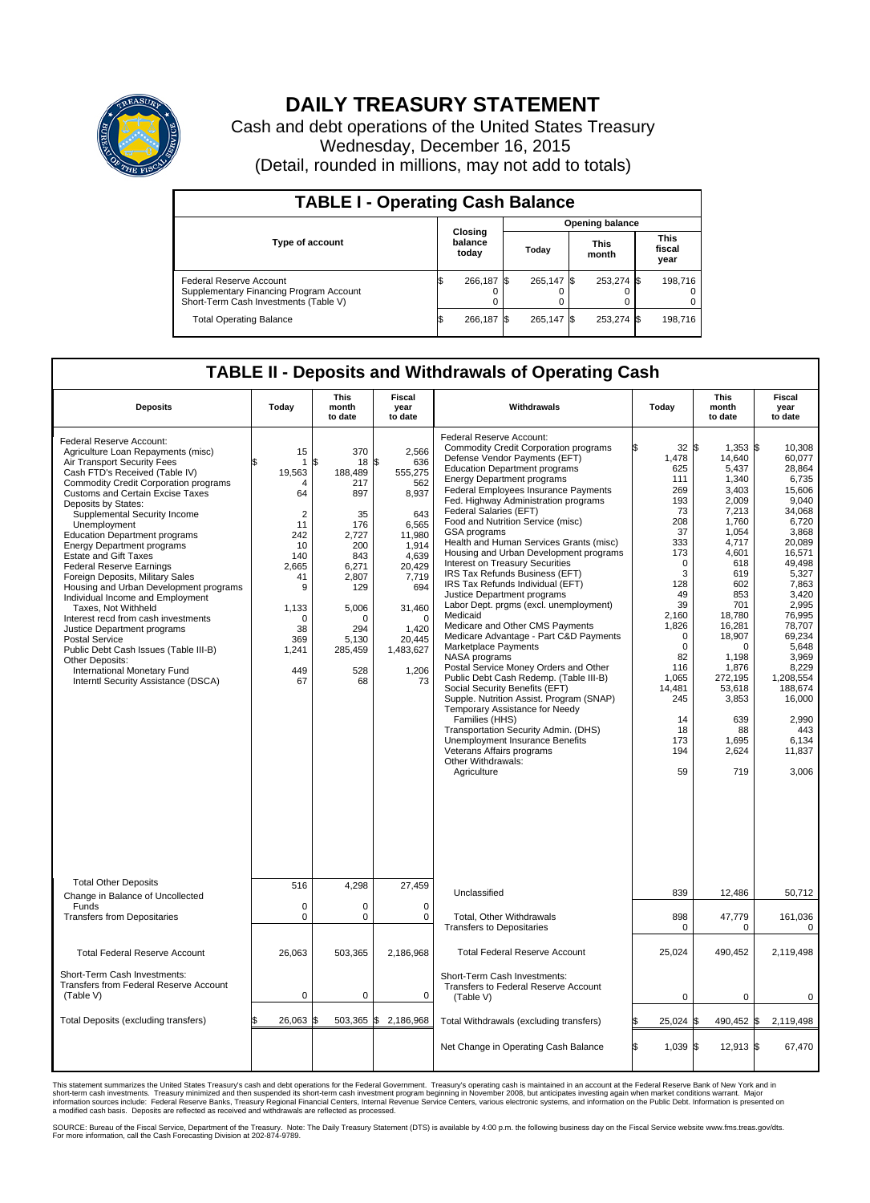# DAILY TREASURY STATEMENT

Cash and debt operations of the United States Treasury

Wednesday, December 16, 2015

(Detail, rounded in millions, may not add to totals)

## TABLE I - Operating Cash Balance

| Type of account | Closing balance today | Opening balance Today | Opening balance This month | Opening balance This fiscal year |
|---|---|---|---|---|
| Federal Reserve Account | $ 266,187 | $ 265,147 | $ 253,274 | $ 198,716 |
| Supplementary Financing Program Account | 0 | 0 | 0 | 0 |
| Short-Term Cash Investments (Table V) | 0 | 0 | 0 | 0 |
| Total Operating Balance | $ 266,187 | $ 265,147 | $ 253,274 | $ 198,716 |

## TABLE II - Deposits and Withdrawals of Operating Cash

| Deposits | Today | This month to date | Fiscal year to date | Withdrawals | Today | This month to date | Fiscal year to date |
|---|---|---|---|---|---|---|---|
| Federal Reserve Account: | | | | Federal Reserve Account: | | | |
| Agriculture Loan Repayments (misc) | 15 | 370 | 2,566 | Commodity Credit Corporation programs | $ 32 | $ 1,353 | $ 10,308 |
| Air Transport Security Fees | $ 1 | $ 18 | $ 636 | Defense Vendor Payments (EFT) | 1,478 | 14,640 | 60,077 |
| Cash FTD's Received (Table IV) | 19,563 | 188,489 | 555,275 | Education Department programs | 625 | 5,437 | 28,864 |
| Commodity Credit Corporation programs | 4 | 217 | 562 | Energy Department programs | 111 | 1,340 | 6,735 |
| Customs and Certain Excise Taxes | 64 | 897 | 8,937 | Federal Employees Insurance Payments | 269 | 3,403 | 15,606 |
| Deposits by States: | | | | Fed. Highway Administration programs | 193 | 2,009 | 9,040 |
| Supplemental Security Income | 2 | 35 | 643 | Federal Salaries (EFT) | 73 | 7,213 | 34,068 |
| Unemployment | 11 | 176 | 6,565 | Food and Nutrition Service (misc) | 208 | 1,760 | 6,720 |
| Education Department programs | 242 | 2,727 | 11,980 | GSA programs | 37 | 1,054 | 3,868 |
| Energy Department programs | 10 | 200 | 1,914 | Health and Human Services Grants (misc) | 333 | 4,717 | 20,089 |
| Estate and Gift Taxes | 140 | 843 | 4,639 | Housing and Urban Development programs | 173 | 4,601 | 16,571 |
| Federal Reserve Earnings | 2,665 | 6,271 | 20,429 | Interest on Treasury Securities | 0 | 618 | 49,498 |
| Foreign Deposits, Military Sales | 41 | 2,807 | 7,719 | IRS Tax Refunds Business (EFT) | 3 | 619 | 5,327 |
| Housing and Urban Development programs | 9 | 129 | 694 | IRS Tax Refunds Individual (EFT) | 128 | 602 | 7,863 |
| Individual Income and Employment | | | | Justice Department programs | 49 | 853 | 3,420 |
| Taxes, Not Withheld | 1,133 | 5,006 | 31,460 | Labor Dept. prgms (excl. unemployment) | 39 | 701 | 2,995 |
| Interest recd from cash investments | 0 | 0 | 0 | Medicaid | 2,160 | 18,780 | 76,995 |
| Justice Department programs | 38 | 294 | 1,420 | Medicare and Other CMS Payments | 1,826 | 16,281 | 78,707 |
| Postal Service | 369 | 5,130 | 20,445 | Medicare Advantage - Part C&D Payments | 0 | 18,907 | 69,234 |
| Public Debt Cash Issues (Table III-B) | 1,241 | 285,459 | 1,483,627 | Marketplace Payments | 0 | 0 | 5,648 |
| Other Deposits: | | | | NASA programs | 82 | 1,198 | 3,969 |
| International Monetary Fund | 449 | 528 | 1,206 | Postal Service Money Orders and Other | 116 | 1,876 | 8,229 |
| Interntl Security Assistance (DSCA) | 67 | 68 | 73 | Public Debt Cash Redemp. (Table III-B) | 1,065 | 272,195 | 1,208,554 |
| | | | | Social Security Benefits (EFT) | 14,481 | 53,618 | 188,674 |
| | | | | Supple. Nutrition Assist. Program (SNAP) | 245 | 3,853 | 16,000 |
| | | | | Temporary Assistance for Needy Families (HHS) | 14 | 639 | 2,990 |
| | | | | Transportation Security Admin. (DHS) | 18 | 88 | 443 |
| | | | | Unemployment Insurance Benefits | 173 | 1,695 | 6,134 |
| | | | | Veterans Affairs programs | 194 | 2,624 | 11,837 |
| | | | | Other Withdrawals: | | | |
| | | | | Agriculture | 59 | 719 | 3,006 |
| Total Other Deposits | 516 | 4,298 | 27,459 | Unclassified | 839 | 12,486 | 50,712 |
| Change in Balance of Uncollected Funds | 0 | 0 | 0 | | | | |
| Transfers from Depositaries | 0 | 0 | 0 | Total, Other Withdrawals | 898 | 47,779 | 161,036 |
| | | | | Transfers to Depositaries | 0 | 0 | 0 |
| Total Federal Reserve Account | 26,063 | 503,365 | 2,186,968 | Total Federal Reserve Account | 25,024 | 490,452 | 2,119,498 |
| Short-Term Cash Investments: Transfers from Federal Reserve Account (Table V) | 0 | 0 | 0 | Short-Term Cash Investments: Transfers to Federal Reserve Account (Table V) | 0 | 0 | 0 |
| Total Deposits (excluding transfers) | $ 26,063 | $ 503,365 | $ 2,186,968 | Total Withdrawals (excluding transfers) | $ 25,024 | $ 490,452 | $ 2,119,498 |
| | | | | Net Change in Operating Cash Balance | $ 1,039 | $ 12,913 | $ 67,470 |

This statement summarizes the United States Treasury's cash and debt operations for the Federal Government. Treasury's operating cash is maintained in an account at the Federal Reserve Bank of New York and in short-term cash investments. Treasury minimized and then suspended its short-term cash investment program beginning in November 2008, but anticipates investing again when market conditions warrant. Major information sources include: Federal Reserve Banks, Treasury Regional Financial Centers, Internal Revenue Service Centers, various electronic systems, and information on the Public Debt. Information is presented on a modified cash basis. Deposits are reflected as received and withdrawals are reflected as processed.

SOURCE: Bureau of the Fiscal Service, Department of the Treasury. Note: The Daily Treasury Statement (DTS) is available by 4:00 p.m. the following business day on the Fiscal Service website www.fms.treas.gov/dts. For more information, call the Cash Forecasting Division at 202-874-9789.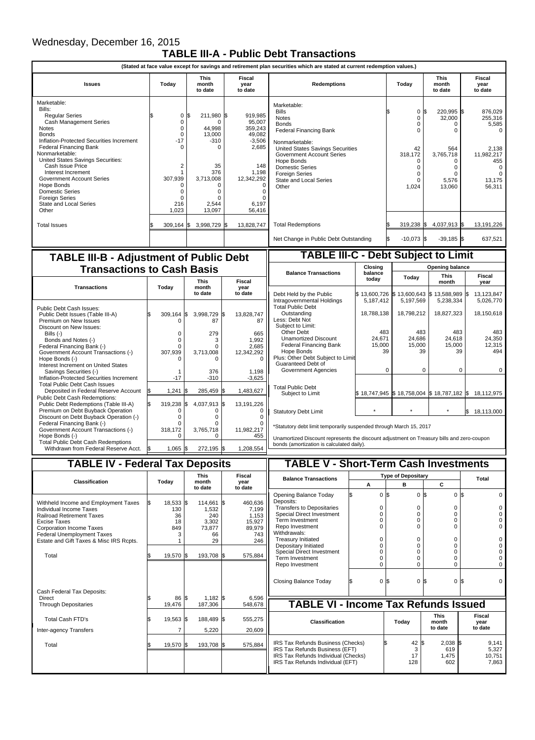Wednesday, December 16, 2015

# TABLE III-A - Public Debt Transactions

(Stated at face value except for savings and retirement plan securities which are stated at current redemption values.)

| Issues | Today | This month to date | Fiscal year to date |
|---|---|---|---|
| Marketable: | | | |
| Bills: | | | |
| Regular Series | $ 0 | $ 211,980 | $ 919,985 |
| Cash Management Series | 0 | 0 | 95,007 |
| Notes | 0 | 44,998 | 359,243 |
| Bonds | 0 | 13,000 | 49,082 |
| Inflation-Protected Securities Increment | -17 | -310 | -3,506 |
| Federal Financing Bank | 0 | 0 | 2,685 |
| Nonmarketable: | | | |
| United States Savings Securities: | | | |
| Cash Issue Price | 2 | 35 | 148 |
| Interest Increment | 1 | 376 | 1,198 |
| Government Account Series | 307,939 | 3,713,008 | 12,342,292 |
| Hope Bonds | 0 | 0 | 0 |
| Domestic Series | 0 | 0 | 0 |
| Foreign Series | 0 | 0 | 0 |
| State and Local Series | 216 | 2,544 | 6,197 |
| Other | 1,023 | 13,097 | 56,416 |
| Total Issues | $ 309,164 | $ 3,998,729 | $ 13,828,747 |

| Redemptions | Today | This month to date | Fiscal year to date |
|---|---|---|---|
| Marketable: | | | |
| Bills | $ 0 | $ 220,995 | $ 876,029 |
| Notes | 0 | 32,000 | 255,316 |
| Bonds | 0 | 0 | 5,585 |
| Federal Financing Bank | 0 | 0 | 0 |
| Nonmarketable: | | | |
| United States Savings Securities | 42 | 564 | 2,138 |
| Government Account Series | 318,172 | 3,765,718 | 11,982,217 |
| Hope Bonds | 0 | 0 | 455 |
| Domestic Series | 0 | 0 | 0 |
| Foreign Series | 0 | 0 | 0 |
| State and Local Series | 0 | 5,576 | 13,175 |
| Other | 1,024 | 13,060 | 56,311 |
| Total Redemptions | $ 319,238 | $ 4,037,913 | $ 13,191,226 |
| Net Change in Public Debt Outstanding | $ -10,073 | $ -39,185 | $ 637,521 |

# TABLE III-B - Adjustment of Public Debt Transactions to Cash Basis

| Transactions | Today | This month to date | Fiscal year to date |
|---|---|---|---|
| Public Debt Cash Issues: | | | |
| Public Debt Issues (Table III-A) | $ 309,164 | $ 3,998,729 | $ 13,828,747 |
| Premium on New Issues | 0 | 87 | 87 |
| Discount on New Issues: | | | |
| Bills (-) | 0 | 279 | 665 |
| Bonds and Notes (-) | 0 | 3 | 1,992 |
| Federal Financing Bank (-) | 0 | 0 | 2,685 |
| Government Account Transactions (-) | 307,939 | 3,713,008 | 12,342,292 |
| Hope Bonds (-) | 0 | 0 | 0 |
| Interest Increment on United States Savings Securities (-) | 1 | 376 | 1,198 |
| Inflation-Protected Securities Increment | -17 | -310 | -3,625 |
| Total Public Debt Cash Issues Deposited in Federal Reserve Account | $ 1,241 | $ 285,459 | $ 1,483,627 |
| Public Debt Cash Redemptions: | | | |
| Public Debt Redemptions (Table III-A) | $ 319,238 | $ 4,037,913 | $ 13,191,226 |
| Premium on Debt Buyback Operation | 0 | 0 | 0 |
| Discount on Debt Buyback Operation (-) | 0 | 0 | 0 |
| Federal Financing Bank (-) | 0 | 0 | 0 |
| Government Account Transactions (-) | 318,172 | 3,765,718 | 11,982,217 |
| Hope Bonds (-) | 0 | 0 | 455 |
| Total Public Debt Cash Redemptions Withdrawn from Federal Reserve Acct. | $ 1,065 | $ 272,195 | $ 1,208,554 |

# TABLE III-C - Debt Subject to Limit

| Balance Transactions | Closing balance today | Opening balance Today | Opening balance This month | Opening balance Fiscal year |
|---|---|---|---|---|
| Debt Held by the Public | $ 13,600,726 | $ 13,600,643 | $ 13,588,989 | $ 13,123,847 |
| Intragovernmental Holdings | 5,187,412 | 5,197,569 | 5,238,334 | 5,026,770 |
| Total Public Debt Outstanding | 18,788,138 | 18,798,212 | 18,827,323 | 18,150,618 |
| Less: Debt Not Subject to Limit: | | | | |
| Other Debt | 483 | 483 | 483 | 483 |
| Unamortized Discount | 24,671 | 24,686 | 24,618 | 24,350 |
| Federal Financing Bank | 15,000 | 15,000 | 15,000 | 12,315 |
| Hope Bonds | 39 | 39 | 39 | 494 |
| Plus: Other Debt Subject to Limit | | | | |
| Guaranteed Debt of Government Agencies | 0 | 0 | 0 | 0 |
| Total Public Debt Subject to Limit | $ 18,747,945 | $ 18,758,004 | $ 18,787,182 | $ 18,112,975 |
| Statutory Debt Limit | * | * | * | $ 18,113,000 |

*Statutory debt limit temporarily suspended through March 15, 2017

Unamortized Discount represents the discount adjustment on Treasury bills and zero-coupon bonds (amortization is calculated daily).

# TABLE IV - Federal Tax Deposits

| Classification | Today | This month to date | Fiscal year to date |
|---|---|---|---|
| Withheld Income and Employment Taxes | $ 18,533 | $ 114,661 | $ 460,636 |
| Individual Income Taxes | 130 | 1,532 | 7,199 |
| Railroad Retirement Taxes | 36 | 240 | 1,153 |
| Excise Taxes | 18 | 3,302 | 15,927 |
| Corporation Income Taxes | 849 | 73,877 | 89,979 |
| Federal Unemployment Taxes | 3 | 66 | 743 |
| Estate and Gift Taxes & Misc IRS Rcpts. | 1 | 29 | 246 |
| Total | $ 19,570 | $ 193,708 | $ 575,884 |
| Cash Federal Tax Deposits: | | | |
| Direct | $ 86 | $ 1,182 | $ 6,596 |
| Through Depositaries | 19,476 | 187,306 | 548,678 |
| Total Cash FTD's | $ 19,563 | $ 188,489 | $ 555,275 |
| Inter-agency Transfers | 7 | 5,220 | 20,609 |
| Total | $ 19,570 | $ 193,708 | $ 575,884 |

# TABLE V - Short-Term Cash Investments

| Balance Transactions | Type of Depositary A | Type of Depositary B | Type of Depositary C | Total |
|---|---|---|---|---|
| Opening Balance Today | $ 0 | $ 0 | $ 0 | $ 0 |
| Deposits: | | | | |
| Transfers to Depositaries | 0 | 0 | 0 | 0 |
| Special Direct Investment | 0 | 0 | 0 | 0 |
| Term Investment | 0 | 0 | 0 | 0 |
| Repo Investment | 0 | 0 | 0 | 0 |
| Withdrawals: | | | | |
| Treasury Initiated | 0 | 0 | 0 | 0 |
| Depositary Initiated | 0 | 0 | 0 | 0 |
| Special Direct Investment | 0 | 0 | 0 | 0 |
| Term Investment | 0 | 0 | 0 | 0 |
| Repo Investment | 0 | 0 | 0 | 0 |
| Closing Balance Today | $ 0 | $ 0 | $ 0 | $ 0 |

# TABLE VI - Income Tax Refunds Issued

| Classification | Today | This month to date | Fiscal year to date |
|---|---|---|---|
| IRS Tax Refunds Business (Checks) | $ 42 | $ 2,038 | $ 9,141 |
| IRS Tax Refunds Business (EFT) | 3 | 619 | 5,327 |
| IRS Tax Refunds Individual (Checks) | 17 | 1,475 | 10,751 |
| IRS Tax Refunds Individual (EFT) | 128 | 602 | 7,863 |